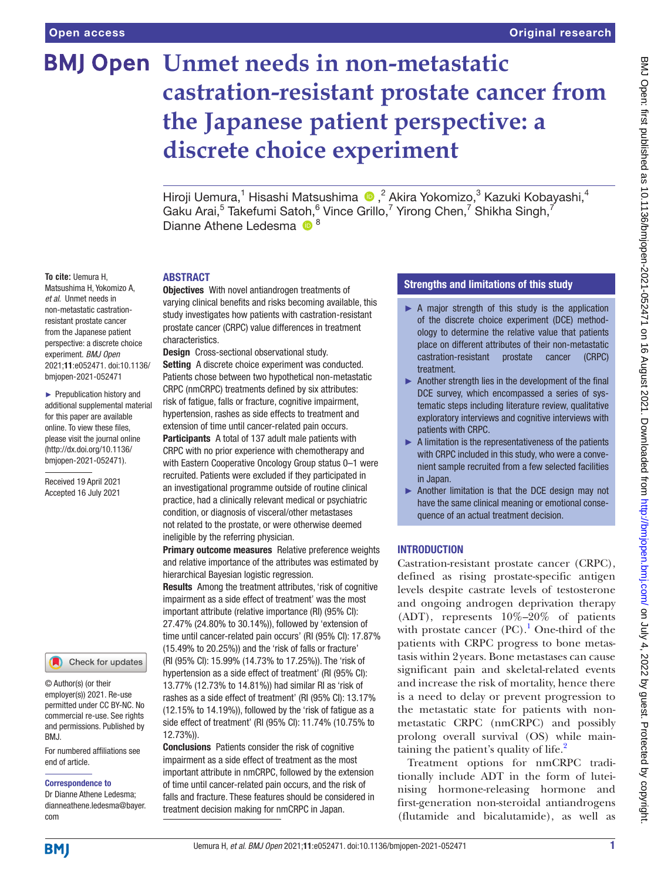# Unmet needs in non-metastatic castration-resistant prostate cancer from the Japanese patient perspective: a discrete choice experiment

Hiroji Uemura,[1] Hisashi Matsushima ,[2] Akira Yokomizo,[3] Kazuki Kobayashi,[4] Gaku Arai,[5] Takefumi Satoh,[6] Vince Grillo,[7] Yirong Chen,[7] Shikha Singh,[7] Dianne Athene Ledesma [8]

**To cite:** Uemura H, Matsushima H, Yokomizo A, *et al*. Unmet needs in non-metastatic castration-resistant prostate cancer from the Japanese patient perspective: a discrete choice experiment. *BMJ Open* 2021;**11**:e052471. doi:10.1136/bmjopen-2021-052471

► Prepublication history and additional supplemental material for this paper are available online. To view these files, please visit the journal online (http://dx.doi.org/10.1136/bmjopen-2021-052471).

Received 19 April 2021
Accepted 16 July 2021

© Author(s) (or their employer(s)) 2021. Re-use permitted under CC BY-NC. No commercial re-use. See rights and permissions. Published by BMJ.

For numbered affiliations see end of article.

**Correspondence to**
Dr Dianne Athene Ledesma; dianneathene.ledesma@bayer.com

## ABSTRACT

**Objectives** With novel antiandrogen treatments of varying clinical benefits and risks becoming available, this study investigates how patients with castration-resistant prostate cancer (CRPC) value differences in treatment characteristics.

**Design** Cross-sectional observational study.

**Setting** A discrete choice experiment was conducted. Patients chose between two hypothetical non-metastatic CRPC (nmCRPC) treatments defined by six attributes: risk of fatigue, falls or fracture, cognitive impairment, hypertension, rashes as side effects to treatment and extension of time until cancer-related pain occurs.

**Participants** A total of 137 adult male patients with CRPC with no prior experience with chemotherapy and with Eastern Cooperative Oncology Group status 0–1 were recruited. Patients were excluded if they participated in an investigational programme outside of routine clinical practice, had a clinically relevant medical or psychiatric condition, or diagnosis of visceral/other metastases not related to the prostate, or were otherwise deemed ineligible by the referring physician.

**Primary outcome measures** Relative preference weights and relative importance of the attributes was estimated by hierarchical Bayesian logistic regression.

**Results** Among the treatment attributes, 'risk of cognitive impairment as a side effect of treatment' was the most important attribute (relative importance (RI) (95% CI): 27.47% (24.80% to 30.14%)), followed by 'extension of time until cancer-related pain occurs' (RI (95% CI): 17.87% (15.49% to 20.25%)) and the 'risk of falls or fracture' (RI (95% CI): 15.99% (14.73% to 17.25%)). The 'risk of hypertension as a side effect of treatment' (RI (95% CI): 13.77% (12.73% to 14.81%)) had similar RI as 'risk of rashes as a side effect of treatment' (RI (95% CI): 13.17% (12.15% to 14.19%)), followed by the 'risk of fatigue as a side effect of treatment' (RI (95% CI): 11.74% (10.75% to 12.73%)).

**Conclusions** Patients consider the risk of cognitive impairment as a side effect of treatment as the most important attribute in nmCRPC, followed by the extension of time until cancer-related pain occurs, and the risk of falls and fracture. These features should be considered in treatment decision making for nmCRPC in Japan.

## Strengths and limitations of this study

- ► A major strength of this study is the application of the discrete choice experiment (DCE) methodology to determine the relative value that patients place on different attributes of their non-metastatic castration-resistant prostate cancer (CRPC) treatment.
- ► Another strength lies in the development of the final DCE survey, which encompassed a series of systematic steps including literature review, qualitative exploratory interviews and cognitive interviews with patients with CRPC.
- ► A limitation is the representativeness of the patients with CRPC included in this study, who were a convenient sample recruited from a few selected facilities in Japan.
- ► Another limitation is that the DCE design may not have the same clinical meaning or emotional consequence of an actual treatment decision.

## INTRODUCTION

Castration-resistant prostate cancer (CRPC), defined as rising prostate-specific antigen levels despite castrate levels of testosterone and ongoing androgen deprivation therapy (ADT), represents 10%–20% of patients with prostate cancer (PC).[1] One-third of the patients with CRPC progress to bone metastasis within 2 years. Bone metastases can cause significant pain and skeletal-related events and increase the risk of mortality, hence there is a need to delay or prevent progression to the metastatic state for patients with non-metastatic CRPC (nmCRPC) and possibly prolong overall survival (OS) while maintaining the patient's quality of life.[2]

Treatment options for nmCRPC traditionally include ADT in the form of luteinising hormone-releasing hormone and first-generation non-steroidal antiandrogens (flutamide and bicalutamide), as well as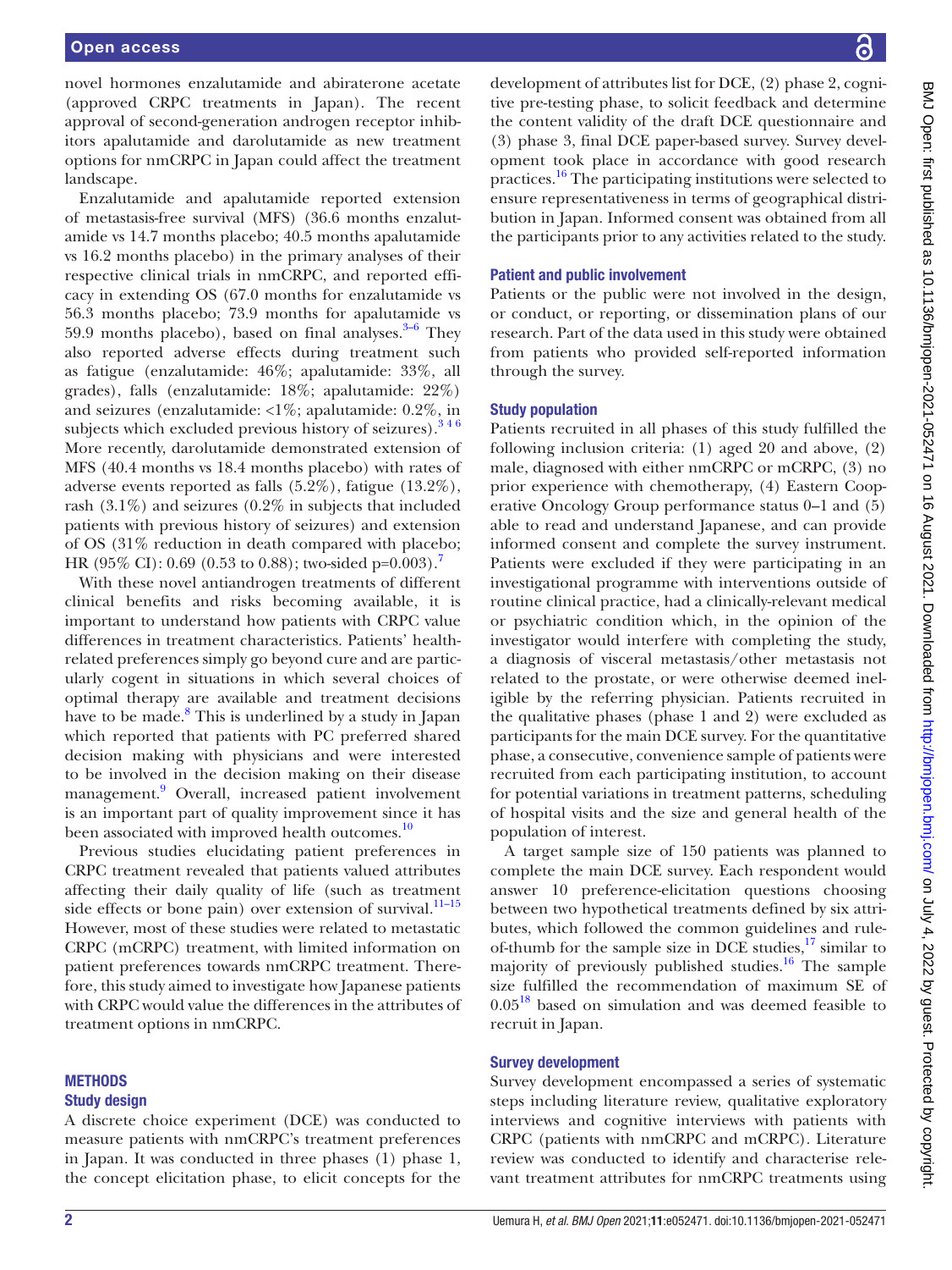novel hormones enzalutamide and abiraterone acetate (approved CRPC treatments in Japan). The recent approval of second-generation androgen receptor inhibitors apalutamide and darolutamide as new treatment options for nmCRPC in Japan could affect the treatment landscape.

Enzalutamide and apalutamide reported extension of metastasis-free survival (MFS) (36.6 months enzalutamide vs 14.7 months placebo; 40.5 months apalutamide vs 16.2 months placebo) in the primary analyses of their respective clinical trials in nmCRPC, and reported efficacy in extending OS (67.0 months for enzalutamide vs 56.3 months placebo; 73.9 months for apalutamide vs 59.9 months placebo), based on final analyses.[3–6] They also reported adverse effects during treatment such as fatigue (enzalutamide: 46%; apalutamide: 33%, all grades), falls (enzalutamide: 18%; apalutamide: 22%) and seizures (enzalutamide: <1%; apalutamide: 0.2%, in subjects which excluded previous history of seizures).[3 4 6] More recently, darolutamide demonstrated extension of MFS (40.4 months vs 18.4 months placebo) with rates of adverse events reported as falls (5.2%), fatigue (13.2%), rash (3.1%) and seizures (0.2% in subjects that included patients with previous history of seizures) and extension of OS (31% reduction in death compared with placebo; HR (95% CI): 0.69 (0.53 to 0.88); two-sided p=0.003).[7]

With these novel antiandrogen treatments of different clinical benefits and risks becoming available, it is important to understand how patients with CRPC value differences in treatment characteristics. Patients' health-related preferences simply go beyond cure and are particularly cogent in situations in which several choices of optimal therapy are available and treatment decisions have to be made.[8] This is underlined by a study in Japan which reported that patients with PC preferred shared decision making with physicians and were interested to be involved in the decision making on their disease management.[9] Overall, increased patient involvement is an important part of quality improvement since it has been associated with improved health outcomes.[10]

Previous studies elucidating patient preferences in CRPC treatment revealed that patients valued attributes affecting their daily quality of life (such as treatment side effects or bone pain) over extension of survival.[11–15] However, most of these studies were related to metastatic CRPC (mCRPC) treatment, with limited information on patient preferences towards nmCRPC treatment. Therefore, this study aimed to investigate how Japanese patients with CRPC would value the differences in the attributes of treatment options in nmCRPC.

## METHODS

### Study design

A discrete choice experiment (DCE) was conducted to measure patients with nmCRPC's treatment preferences in Japan. It was conducted in three phases (1) phase 1, the concept elicitation phase, to elicit concepts for the development of attributes list for DCE, (2) phase 2, cognitive pre-testing phase, to solicit feedback and determine the content validity of the draft DCE questionnaire and (3) phase 3, final DCE paper-based survey. Survey development took place in accordance with good research practices.[16] The participating institutions were selected to ensure representativeness in terms of geographical distribution in Japan. Informed consent was obtained from all the participants prior to any activities related to the study.

### Patient and public involvement

Patients or the public were not involved in the design, or conduct, or reporting, or dissemination plans of our research. Part of the data used in this study were obtained from patients who provided self-reported information through the survey.

### Study population

Patients recruited in all phases of this study fulfilled the following inclusion criteria: (1) aged 20 and above, (2) male, diagnosed with either nmCRPC or mCRPC, (3) no prior experience with chemotherapy, (4) Eastern Cooperative Oncology Group performance status 0–1 and (5) able to read and understand Japanese, and can provide informed consent and complete the survey instrument. Patients were excluded if they were participating in an investigational programme with interventions outside of routine clinical practice, had a clinically-relevant medical or psychiatric condition which, in the opinion of the investigator would interfere with completing the study, a diagnosis of visceral metastasis/other metastasis not related to the prostate, or were otherwise deemed ineligible by the referring physician. Patients recruited in the qualitative phases (phase 1 and 2) were excluded as participants for the main DCE survey. For the quantitative phase, a consecutive, convenience sample of patients were recruited from each participating institution, to account for potential variations in treatment patterns, scheduling of hospital visits and the size and general health of the population of interest.

A target sample size of 150 patients was planned to complete the main DCE survey. Each respondent would answer 10 preference-elicitation questions choosing between two hypothetical treatments defined by six attributes, which followed the common guidelines and rule-of-thumb for the sample size in DCE studies,[17] similar to majority of previously published studies.[16] The sample size fulfilled the recommendation of maximum SE of 0.05[18] based on simulation and was deemed feasible to recruit in Japan.

### Survey development

Survey development encompassed a series of systematic steps including literature review, qualitative exploratory interviews and cognitive interviews with patients with CRPC (patients with nmCRPC and mCRPC). Literature review was conducted to identify and characterise relevant treatment attributes for nmCRPC treatments using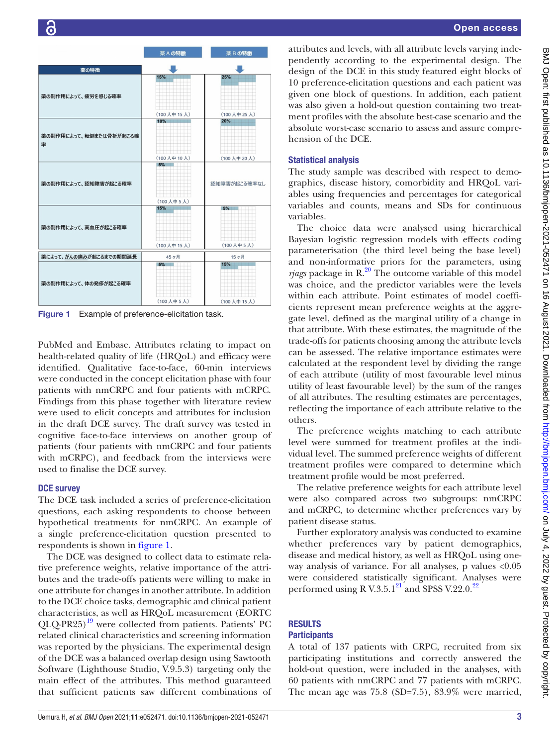| 薬の特徴 | 薬 A の特徴 | 薬 B の特徴 |
|---|---|---|
| 薬の副作用によって、疲労を感じる確率 | 15% (100 人中 15 人) | 25% (100 人中 25 人) |
| 薬の副作用によって、転倒または骨折が起こる確率 | 10% (100 人中 10 人) | 20% (100 人中 20 人) |
| 薬の副作用によって、認知障害が起こる確率 | 5% (100 人中 5 人) | 認知障害が起こる確率なし |
| 薬の副作用によって、高血圧が起こる確率 | 15% (100 人中 15 人) | 5% (100 人中 5 人) |
| 薬によって、がんの痛みが起こるまでの期間延長 | 45 ヶ月 | 15 ヶ月 |
| 薬の副作用によって、体の発疹が起こる確率 | 5% (100 人中 5 人) | 15% (100 人中 15 人) |

**Figure 1** Example of preference-elicitation task.

PubMed and Embase. Attributes relating to impact on health-related quality of life (HRQoL) and efficacy were identified. Qualitative face-to-face, 60-min interviews were conducted in the concept elicitation phase with four patients with nmCRPC and four patients with mCRPC. Findings from this phase together with literature review were used to elicit concepts and attributes for inclusion in the draft DCE survey. The draft survey was tested in cognitive face-to-face interviews on another group of patients (four patients with nmCRPC and four patients with mCRPC), and feedback from the interviews were used to finalise the DCE survey.

## DCE survey

The DCE task included a series of preference-elicitation questions, each asking respondents to choose between hypothetical treatments for nmCRPC. An example of a single preference-elicitation question presented to respondents is shown in figure 1.

The DCE was designed to collect data to estimate relative preference weights, relative importance of the attributes and the trade-offs patients were willing to make in one attribute for changes in another attribute. In addition to the DCE choice tasks, demographic and clinical patient characteristics, as well as HRQoL measurement (EORTC QLQ-PR25)[19] were collected from patients. Patients' PC related clinical characteristics and screening information was reported by the physicians. The experimental design of the DCE was a balanced overlap design using Sawtooth Software (Lighthouse Studio, V.9.5.3) targeting only the main effect of the attributes. This method guaranteed that sufficient patients saw different combinations of attributes and levels, with all attribute levels varying independently according to the experimental design. The design of the DCE in this study featured eight blocks of 10 preference-elicitation questions and each patient was given one block of questions. In addition, each patient was also given a hold-out question containing two treatment profiles with the absolute best-case scenario and the absolute worst-case scenario to assess and assure comprehension of the DCE.

## Statistical analysis

The study sample was described with respect to demographics, disease history, comorbidity and HRQoL variables using frequencies and percentages for categorical variables and counts, means and SDs for continuous variables.

The choice data were analysed using hierarchical Bayesian logistic regression models with effects coding parameterisation (the third level being the base level) and non-informative priors for the parameters, using *rjags* package in R.[20] The outcome variable of this model was choice, and the predictor variables were the levels within each attribute. Point estimates of model coefficients represent mean preference weights at the aggregate level, defined as the marginal utility of a change in that attribute. With these estimates, the magnitude of the trade-offs for patients choosing among the attribute levels can be assessed. The relative importance estimates were calculated at the respondent level by dividing the range of each attribute (utility of most favourable level minus utility of least favourable level) by the sum of the ranges of all attributes. The resulting estimates are percentages, reflecting the importance of each attribute relative to the others.

The preference weights matching to each attribute level were summed for treatment profiles at the individual level. The summed preference weights of different treatment profiles were compared to determine which treatment profile would be most preferred.

The relative preference weights for each attribute level were also compared across two subgroups: nmCRPC and mCRPC, to determine whether preferences vary by patient disease status.

Further exploratory analysis was conducted to examine whether preferences vary by patient demographics, disease and medical history, as well as HRQoL using one-way analysis of variance. For all analyses, p values <0.05 were considered statistically significant. Analyses were performed using R V.3.5.1[21] and SPSS V.22.0.[22]

# RESULTS

## Participants

A total of 137 patients with CRPC, recruited from six participating institutions and correctly answered the hold-out question, were included in the analyses, with 60 patients with nmCRPC and 77 patients with mCRPC. The mean age was 75.8 (SD=7.5), 83.9% were married,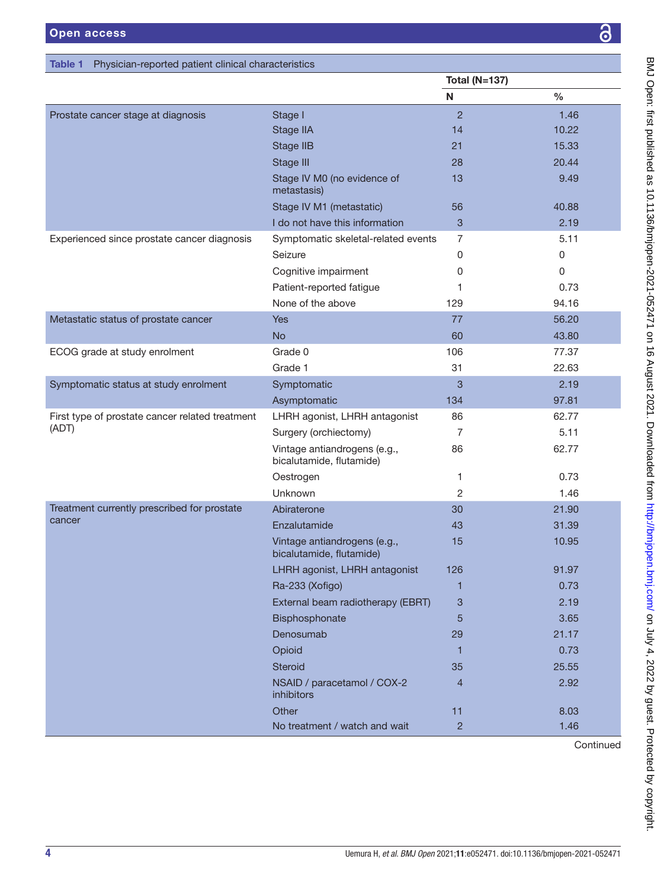Table 1 Physician-reported patient clinical characteristics

| | | Total (N=137) | |
|---|---|---|---|
| | | N | % |
| Prostate cancer stage at diagnosis | Stage I | 2 | 1.46 |
| | Stage IIA | 14 | 10.22 |
| | Stage IIB | 21 | 15.33 |
| | Stage III | 28 | 20.44 |
| | Stage IV M0 (no evidence of metastasis) | 13 | 9.49 |
| | Stage IV M1 (metastatic) | 56 | 40.88 |
| | I do not have this information | 3 | 2.19 |
| Experienced since prostate cancer diagnosis | Symptomatic skeletal-related events | 7 | 5.11 |
| | Seizure | 0 | 0 |
| | Cognitive impairment | 0 | 0 |
| | Patient-reported fatigue | 1 | 0.73 |
| | None of the above | 129 | 94.16 |
| Metastatic status of prostate cancer | Yes | 77 | 56.20 |
| | No | 60 | 43.80 |
| ECOG grade at study enrolment | Grade 0 | 106 | 77.37 |
| | Grade 1 | 31 | 22.63 |
| Symptomatic status at study enrolment | Symptomatic | 3 | 2.19 |
| | Asymptomatic | 134 | 97.81 |
| First type of prostate cancer related treatment (ADT) | LHRH agonist, LHRH antagonist | 86 | 62.77 |
| | Surgery (orchiectomy) | 7 | 5.11 |
| | Vintage antiandrogens (e.g., bicalutamide, flutamide) | 86 | 62.77 |
| | Oestrogen | 1 | 0.73 |
| | Unknown | 2 | 1.46 |
| Treatment currently prescribed for prostate cancer | Abiraterone | 30 | 21.90 |
| | Enzalutamide | 43 | 31.39 |
| | Vintage antiandrogens (e.g., bicalutamide, flutamide) | 15 | 10.95 |
| | LHRH agonist, LHRH antagonist | 126 | 91.97 |
| | Ra-233 (Xofigo) | 1 | 0.73 |
| | External beam radiotherapy (EBRT) | 3 | 2.19 |
| | Bisphosphonate | 5 | 3.65 |
| | Denosumab | 29 | 21.17 |
| | Opioid | 1 | 0.73 |
| | Steroid | 35 | 25.55 |
| | NSAID / paracetamol / COX-2 inhibitors | 4 | 2.92 |
| | Other | 11 | 8.03 |
| | No treatment / watch and wait | 2 | 1.46 |

Continued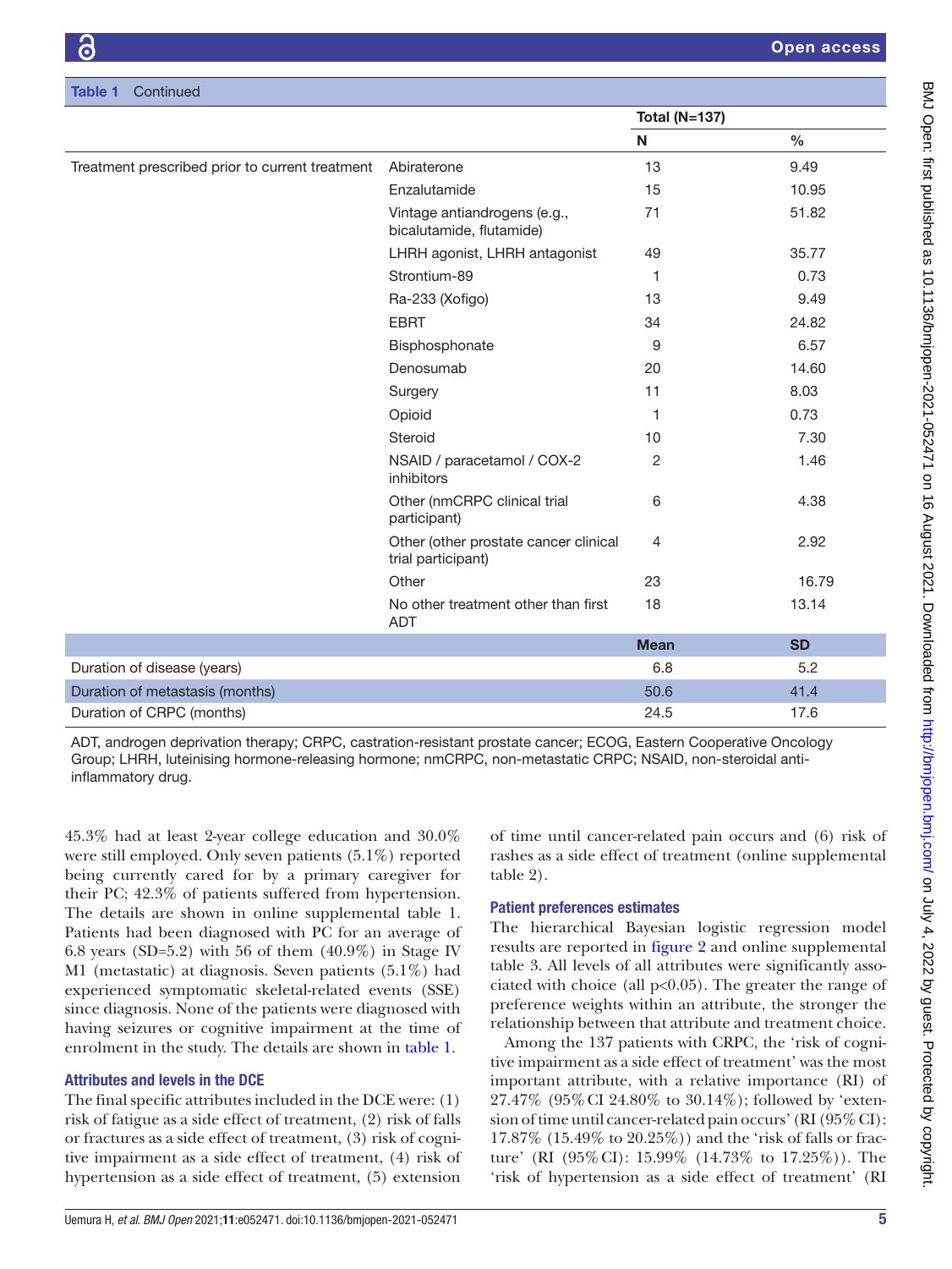**Table 1** Continued

| | | Total (N=137) | |
|---|---|---|---|
| | | N | % |
| Treatment prescribed prior to current treatment | Abiraterone | 13 | 9.49 |
| | Enzalutamide | 15 | 10.95 |
| | Vintage antiandrogens (e.g., bicalutamide, flutamide) | 71 | 51.82 |
| | LHRH agonist, LHRH antagonist | 49 | 35.77 |
| | Strontium-89 | 1 | 0.73 |
| | Ra-233 (Xofigo) | 13 | 9.49 |
| | EBRT | 34 | 24.82 |
| | Bisphosphonate | 9 | 6.57 |
| | Denosumab | 20 | 14.60 |
| | Surgery | 11 | 8.03 |
| | Opioid | 1 | 0.73 |
| | Steroid | 10 | 7.30 |
| | NSAID / paracetamol / COX-2 inhibitors | 2 | 1.46 |
| | Other (nmCRPC clinical trial participant) | 6 | 4.38 |
| | Other (other prostate cancer clinical trial participant) | 4 | 2.92 |
| | Other | 23 | 16.79 |
| | No other treatment other than first ADT | 18 | 13.14 |
| | | **Mean** | **SD** |
| Duration of disease (years) | | 6.8 | 5.2 |
| Duration of metastasis (months) | | 50.6 | 41.4 |
| Duration of CRPC (months) | | 24.5 | 17.6 |

ADT, androgen deprivation therapy; CRPC, castration-resistant prostate cancer; ECOG, Eastern Cooperative Oncology Group; LHRH, luteinising hormone-releasing hormone; nmCRPC, non-metastatic CRPC; NSAID, non-steroidal anti-inflammatory drug.

45.3% had at least 2-year college education and 30.0% were still employed. Only seven patients (5.1%) reported being currently cared for by a primary caregiver for their PC; 42.3% of patients suffered from hypertension. The details are shown in online supplemental table 1. Patients had been diagnosed with PC for an average of 6.8 years (SD=5.2) with 56 of them (40.9%) in Stage IV M1 (metastatic) at diagnosis. Seven patients (5.1%) had experienced symptomatic skeletal-related events (SSE) since diagnosis. None of the patients were diagnosed with having seizures or cognitive impairment at the time of enrolment in the study. The details are shown in table 1.

### Attributes and levels in the DCE

The final specific attributes included in the DCE were: (1) risk of fatigue as a side effect of treatment, (2) risk of falls or fractures as a side effect of treatment, (3) risk of cognitive impairment as a side effect of treatment, (4) risk of hypertension as a side effect of treatment, (5) extension of time until cancer-related pain occurs and (6) risk of rashes as a side effect of treatment (online supplemental table 2).

### Patient preferences estimates

The hierarchical Bayesian logistic regression model results are reported in figure 2 and online supplemental table 3. All levels of all attributes were significantly associated with choice (all p<0.05). The greater the range of preference weights within an attribute, the stronger the relationship between that attribute and treatment choice.

Among the 137 patients with CRPC, the 'risk of cognitive impairment as a side effect of treatment' was the most important attribute, with a relative importance (RI) of 27.47% (95% CI 24.80% to 30.14%); followed by 'extension of time until cancer-related pain occurs' (RI (95% CI): 17.87% (15.49% to 20.25%)) and the 'risk of falls or fracture' (RI (95% CI): 15.99% (14.73% to 17.25%)). The 'risk of hypertension as a side effect of treatment' (RI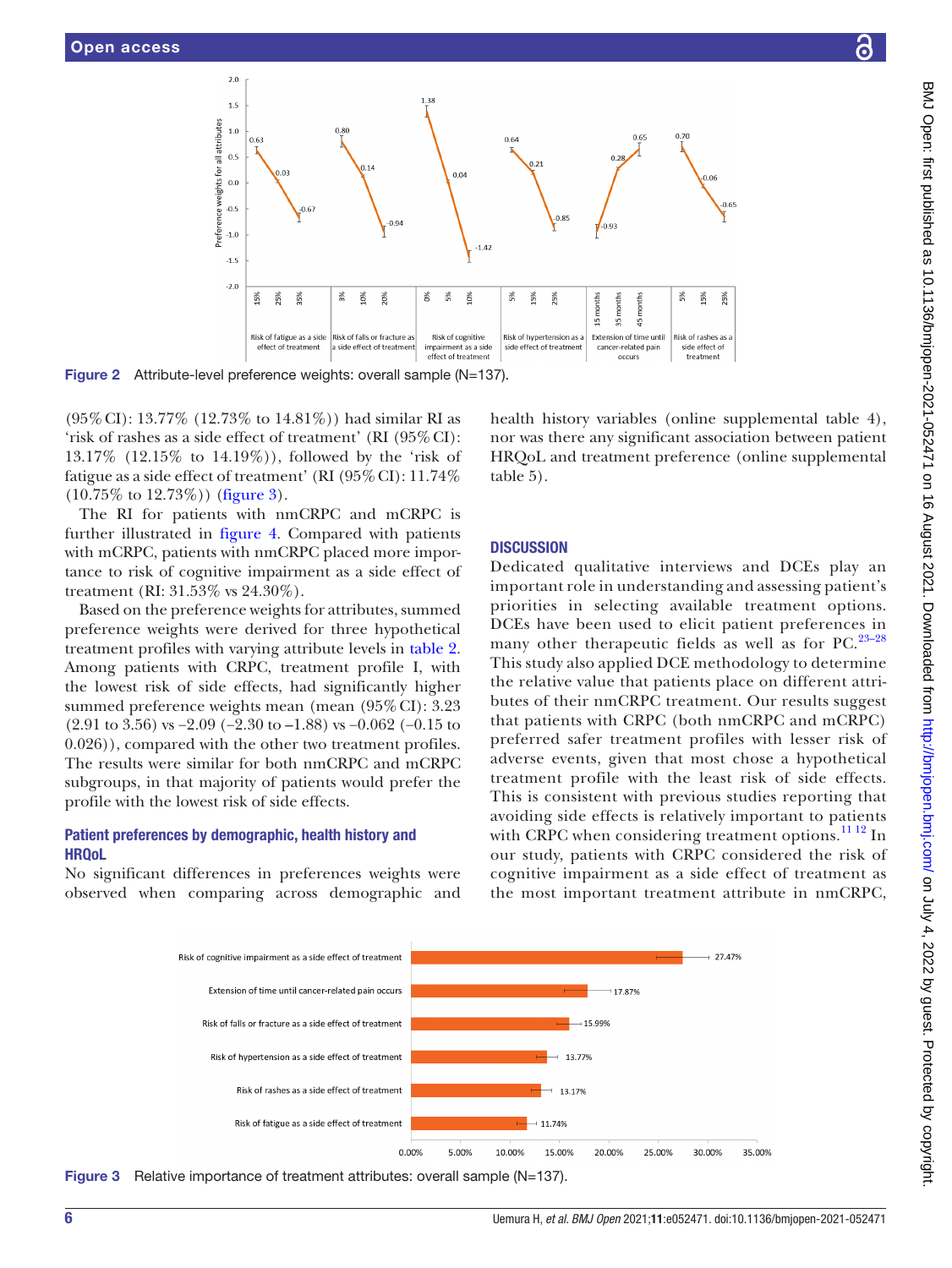Figure 2 Attribute-level preference weights: overall sample (N=137).

(95% CI): 13.77% (12.73% to 14.81%)) had similar RI as 'risk of rashes as a side effect of treatment' (RI (95% CI): 13.17% (12.15% to 14.19%)), followed by the 'risk of fatigue as a side effect of treatment' (RI (95% CI): 11.74% (10.75% to 12.73%)) (figure 3).

The RI for patients with nmCRPC and mCRPC is further illustrated in figure 4. Compared with patients with mCRPC, patients with nmCRPC placed more importance to risk of cognitive impairment as a side effect of treatment (RI: 31.53% vs 24.30%).

Based on the preference weights for attributes, summed preference weights were derived for three hypothetical treatment profiles with varying attribute levels in table 2. Among patients with CRPC, treatment profile I, with the lowest risk of side effects, had significantly higher summed preference weights mean (mean (95% CI): 3.23 (2.91 to 3.56) vs −2.09 (−2.30 to −1.88) vs −0.062 (−0.15 to 0.026)), compared with the other two treatment profiles. The results were similar for both nmCRPC and mCRPC subgroups, in that majority of patients would prefer the profile with the lowest risk of side effects.

### Patient preferences by demographic, health history and HRQoL

No significant differences in preferences weights were observed when comparing across demographic and health history variables (online supplemental table 4), nor was there any significant association between patient HRQoL and treatment preference (online supplemental table 5).

## DISCUSSION

Dedicated qualitative interviews and DCEs play an important role in understanding and assessing patient's priorities in selecting available treatment options. DCEs have been used to elicit patient preferences in many other therapeutic fields as well as for PC.[23–28] This study also applied DCE methodology to determine the relative value that patients place on different attributes of their nmCRPC treatment. Our results suggest that patients with CRPC (both nmCRPC and mCRPC) preferred safer treatment profiles with lesser risk of adverse events, given that most chose a hypothetical treatment profile with the least risk of side effects. This is consistent with previous studies reporting that avoiding side effects is relatively important to patients with CRPC when considering treatment options.[11 12] In our study, patients with CRPC considered the risk of cognitive impairment as a side effect of treatment as the most important treatment attribute in nmCRPC,

Figure 3 Relative importance of treatment attributes: overall sample (N=137).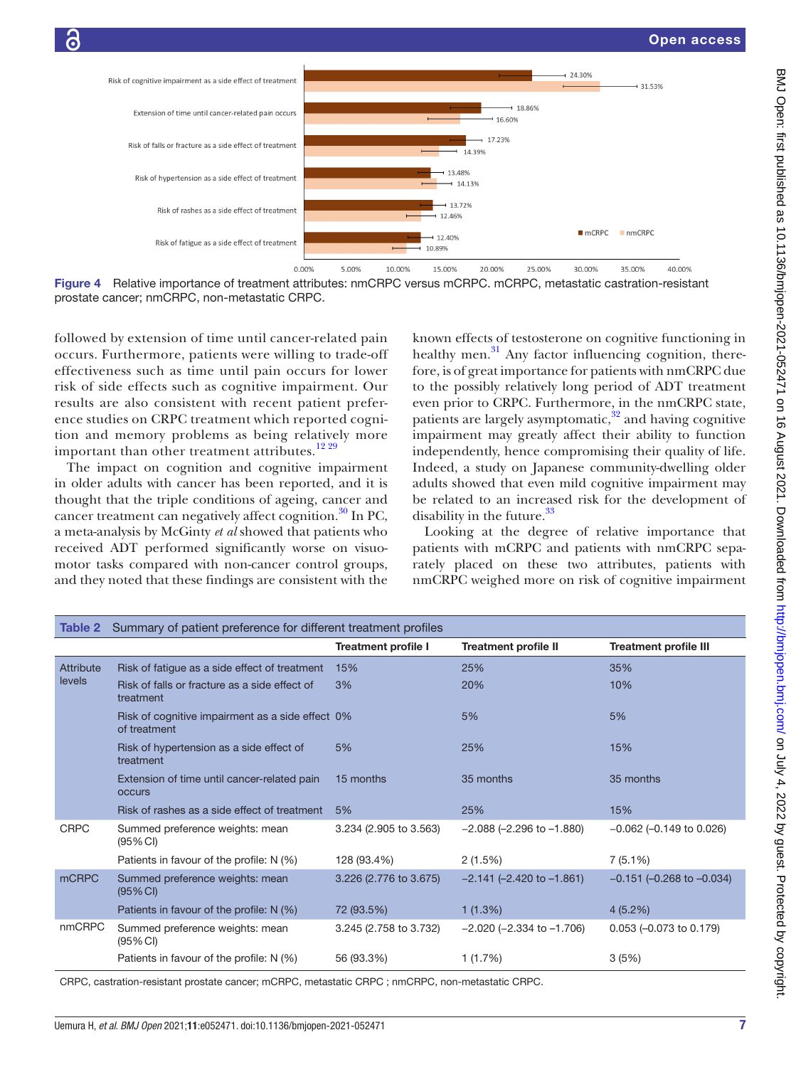Figure 4 Relative importance of treatment attributes: nmCRPC versus mCRPC. mCRPC, metastatic castration-resistant prostate cancer; nmCRPC, non-metastatic CRPC.

followed by extension of time until cancer-related pain occurs. Furthermore, patients were willing to trade-off effectiveness such as time until pain occurs for lower risk of side effects such as cognitive impairment. Our results are also consistent with recent patient preference studies on CRPC treatment which reported cognition and memory problems as being relatively more important than other treatment attributes.[12 29]

The impact on cognition and cognitive impairment in older adults with cancer has been reported, and it is thought that the triple conditions of ageing, cancer and cancer treatment can negatively affect cognition.[30] In PC, a meta-analysis by McGinty *et al* showed that patients who received ADT performed significantly worse on visuomotor tasks compared with non-cancer control groups, and they noted that these findings are consistent with the known effects of testosterone on cognitive functioning in healthy men.[31] Any factor influencing cognition, therefore, is of great importance for patients with nmCRPC due to the possibly relatively long period of ADT treatment even prior to CRPC. Furthermore, in the nmCRPC state, patients are largely asymptomatic,[32] and having cognitive impairment may greatly affect their ability to function independently, hence compromising their quality of life. Indeed, a study on Japanese community-dwelling older adults showed that even mild cognitive impairment may be related to an increased risk for the development of disability in the future.[33]

Looking at the degree of relative importance that patients with mCRPC and patients with nmCRPC separately placed on these two attributes, patients with nmCRPC weighed more on risk of cognitive impairment

**Table 2** Summary of patient preference for different treatment profiles

| | | Treatment profile I | Treatment profile II | Treatment profile III |
|---|---|---|---|---|
| Attribute levels | Risk of fatigue as a side effect of treatment | 15% | 25% | 35% |
| | Risk of falls or fracture as a side effect of treatment | 3% | 20% | 10% |
| | Risk of cognitive impairment as a side effect of treatment | 0% | 5% | 5% |
| | Risk of hypertension as a side effect of treatment | 5% | 25% | 15% |
| | Extension of time until cancer-related pain occurs | 15 months | 35 months | 35 months |
| | Risk of rashes as a side effect of treatment | 5% | 25% | 15% |
| CRPC | Summed preference weights: mean (95% CI) | 3.234 (2.905 to 3.563) | −2.088 (−2.296 to −1.880) | −0.062 (−0.149 to 0.026) |
| | Patients in favour of the profile: N (%) | 128 (93.4%) | 2 (1.5%) | 7 (5.1%) |
| mCRPC | Summed preference weights: mean (95% CI) | 3.226 (2.776 to 3.675) | −2.141 (−2.420 to −1.861) | −0.151 (−0.268 to −0.034) |
| | Patients in favour of the profile: N (%) | 72 (93.5%) | 1 (1.3%) | 4 (5.2%) |
| nmCRPC | Summed preference weights: mean (95% CI) | 3.245 (2.758 to 3.732) | −2.020 (−2.334 to −1.706) | 0.053 (−0.073 to 0.179) |
| | Patients in favour of the profile: N (%) | 56 (93.3%) | 1 (1.7%) | 3 (5%) |

CRPC, castration-resistant prostate cancer; mCRPC, metastatic CRPC ; nmCRPC, non-metastatic CRPC.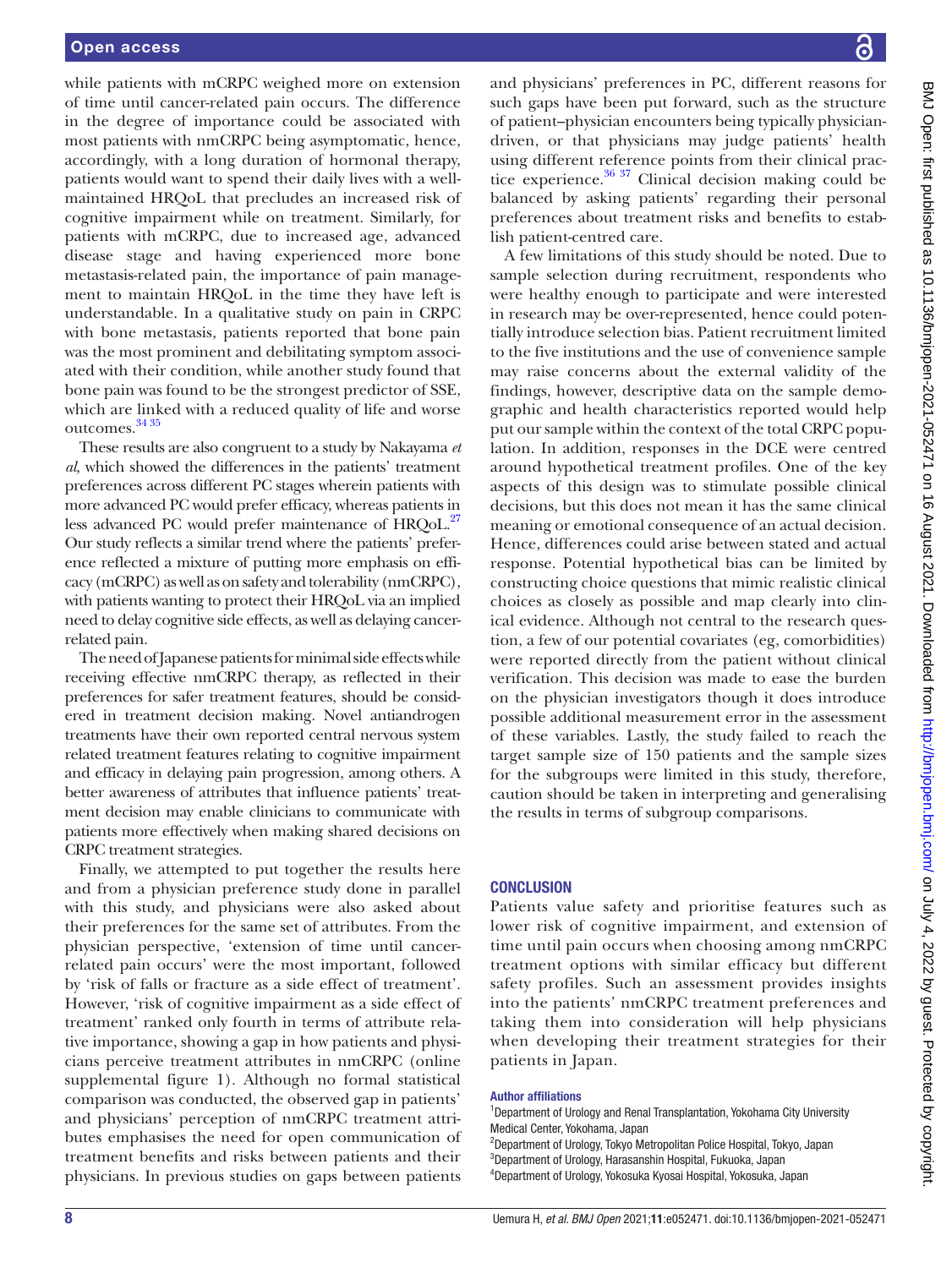while patients with mCRPC weighed more on extension of time until cancer-related pain occurs. The difference in the degree of importance could be associated with most patients with nmCRPC being asymptomatic, hence, accordingly, with a long duration of hormonal therapy, patients would want to spend their daily lives with a well-maintained HRQoL that precludes an increased risk of cognitive impairment while on treatment. Similarly, for patients with mCRPC, due to increased age, advanced disease stage and having experienced more bone metastasis-related pain, the importance of pain management to maintain HRQoL in the time they have left is understandable. In a qualitative study on pain in CRPC with bone metastasis, patients reported that bone pain was the most prominent and debilitating symptom associated with their condition, while another study found that bone pain was found to be the strongest predictor of SSE, which are linked with a reduced quality of life and worse outcomes.[34 35]

These results are also congruent to a study by Nakayama *et al*, which showed the differences in the patients' treatment preferences across different PC stages wherein patients with more advanced PC would prefer efficacy, whereas patients in less advanced PC would prefer maintenance of HRQoL.[27] Our study reflects a similar trend where the patients' preference reflected a mixture of putting more emphasis on efficacy (mCRPC) as well as on safety and tolerability (nmCRPC), with patients wanting to protect their HRQoL via an implied need to delay cognitive side effects, as well as delaying cancer-related pain.

The need of Japanese patients for minimal side effects while receiving effective nmCRPC therapy, as reflected in their preferences for safer treatment features, should be considered in treatment decision making. Novel antiandrogen treatments have their own reported central nervous system related treatment features relating to cognitive impairment and efficacy in delaying pain progression, among others. A better awareness of attributes that influence patients' treatment decision may enable clinicians to communicate with patients more effectively when making shared decisions on CRPC treatment strategies.

Finally, we attempted to put together the results here and from a physician preference study done in parallel with this study, and physicians were also asked about their preferences for the same set of attributes. From the physician perspective, 'extension of time until cancer-related pain occurs' were the most important, followed by 'risk of falls or fracture as a side effect of treatment'. However, 'risk of cognitive impairment as a side effect of treatment' ranked only fourth in terms of attribute relative importance, showing a gap in how patients and physicians perceive treatment attributes in nmCRPC (online supplemental figure 1). Although no formal statistical comparison was conducted, the observed gap in patients' and physicians' perception of nmCRPC treatment attributes emphasises the need for open communication of treatment benefits and risks between patients and their physicians. In previous studies on gaps between patients and physicians' preferences in PC, different reasons for such gaps have been put forward, such as the structure of patient–physician encounters being typically physician-driven, or that physicians may judge patients' health using different reference points from their clinical practice experience.[36 37] Clinical decision making could be balanced by asking patients' regarding their personal preferences about treatment risks and benefits to establish patient-centred care.

A few limitations of this study should be noted. Due to sample selection during recruitment, respondents who were healthy enough to participate and were interested in research may be over-represented, hence could potentially introduce selection bias. Patient recruitment limited to the five institutions and the use of convenience sample may raise concerns about the external validity of the findings, however, descriptive data on the sample demographic and health characteristics reported would help put our sample within the context of the total CRPC population. In addition, responses in the DCE were centred around hypothetical treatment profiles. One of the key aspects of this design was to stimulate possible clinical decisions, but this does not mean it has the same clinical meaning or emotional consequence of an actual decision. Hence, differences could arise between stated and actual response. Potential hypothetical bias can be limited by constructing choice questions that mimic realistic clinical choices as closely as possible and map clearly into clinical evidence. Although not central to the research question, a few of our potential covariates (eg, comorbidities) were reported directly from the patient without clinical verification. This decision was made to ease the burden on the physician investigators though it does introduce possible additional measurement error in the assessment of these variables. Lastly, the study failed to reach the target sample size of 150 patients and the sample sizes for the subgroups were limited in this study, therefore, caution should be taken in interpreting and generalising the results in terms of subgroup comparisons.

## CONCLUSION

Patients value safety and prioritise features such as lower risk of cognitive impairment, and extension of time until pain occurs when choosing among nmCRPC treatment options with similar efficacy but different safety profiles. Such an assessment provides insights into the patients' nmCRPC treatment preferences and taking them into consideration will help physicians when developing their treatment strategies for their patients in Japan.

#### Author affiliations

[1]Department of Urology and Renal Transplantation, Yokohama City University Medical Center, Yokohama, Japan
[2]Department of Urology, Tokyo Metropolitan Police Hospital, Tokyo, Japan
[3]Department of Urology, Harasanshin Hospital, Fukuoka, Japan
[4]Department of Urology, Yokosuka Kyosai Hospital, Yokosuka, Japan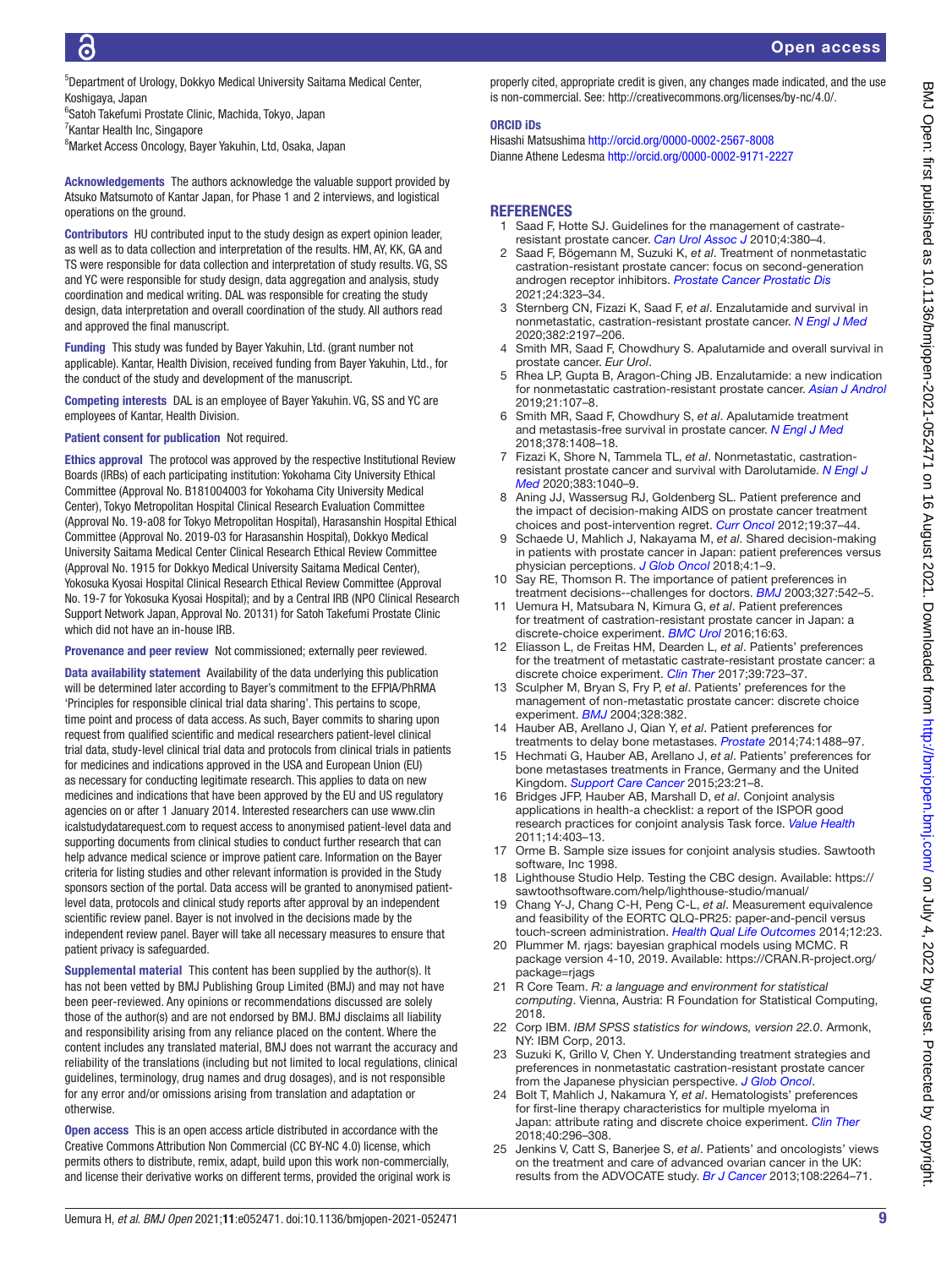[5]Department of Urology, Dokkyo Medical University Saitama Medical Center, Koshigaya, Japan
[6]Satoh Takefumi Prostate Clinic, Machida, Tokyo, Japan
[7]Kantar Health Inc, Singapore
[8]Market Access Oncology, Bayer Yakuhin, Ltd, Osaka, Japan

**Acknowledgements** The authors acknowledge the valuable support provided by Atsuko Matsumoto of Kantar Japan, for Phase 1 and 2 interviews, and logistical operations on the ground.

**Contributors** HU contributed input to the study design as expert opinion leader, as well as to data collection and interpretation of the results. HM, AY, KK, GA and TS were responsible for data collection and interpretation of study results. VG, SS and YC were responsible for study design, data aggregation and analysis, study coordination and medical writing. DAL was responsible for creating the study design, data interpretation and overall coordination of the study. All authors read and approved the final manuscript.

**Funding** This study was funded by Bayer Yakuhin, Ltd. (grant number not applicable). Kantar, Health Division, received funding from Bayer Yakuhin, Ltd., for the conduct of the study and development of the manuscript.

**Competing interests** DAL is an employee of Bayer Yakuhin. VG, SS and YC are employees of Kantar, Health Division.

**Patient consent for publication** Not required.

**Ethics approval** The protocol was approved by the respective Institutional Review Boards (IRBs) of each participating institution: Yokohama City University Ethical Committee (Approval No. B181004003 for Yokohama City University Medical Center), Tokyo Metropolitan Hospital Clinical Research Evaluation Committee (Approval No. 19-a08 for Tokyo Metropolitan Hospital), Harasanshin Hospital Ethical Committee (Approval No. 2019-03 for Harasanshin Hospital), Dokkyo Medical University Saitama Medical Center Clinical Research Ethical Review Committee (Approval No. 1915 for Dokkyo Medical University Saitama Medical Center), Yokosuka Kyosai Hospital Clinical Research Ethical Review Committee (Approval No. 19-7 for Yokosuka Kyosai Hospital); and by a Central IRB (NPO Clinical Research Support Network Japan, Approval No. 20131) for Satoh Takefumi Prostate Clinic which did not have an in-house IRB.

**Provenance and peer review** Not commissioned; externally peer reviewed.

**Data availability statement** Availability of the data underlying this publication will be determined later according to Bayer's commitment to the EFPIA/PhRMA 'Principles for responsible clinical trial data sharing'. This pertains to scope, time point and process of data access. As such, Bayer commits to sharing upon request from qualified scientific and medical researchers patient-level clinical trial data, study-level clinical trial data and protocols from clinical trials in patients for medicines and indications approved in the USA and European Union (EU) as necessary for conducting legitimate research. This applies to data on new medicines and indications that have been approved by the EU and US regulatory agencies on or after 1 January 2014. Interested researchers can use www.clinicalstudydatarequest.com to request access to anonymised patient-level data and supporting documents from clinical studies to conduct further research that can help advance medical science or improve patient care. Information on the Bayer criteria for listing studies and other relevant information is provided in the Study sponsors section of the portal. Data access will be granted to anonymised patient-level data, protocols and clinical study reports after approval by an independent scientific review panel. Bayer is not involved in the decisions made by the independent review panel. Bayer will take all necessary measures to ensure that patient privacy is safeguarded.

**Supplemental material** This content has been supplied by the author(s). It has not been vetted by BMJ Publishing Group Limited (BMJ) and may not have been peer-reviewed. Any opinions or recommendations discussed are solely those of the author(s) and are not endorsed by BMJ. BMJ disclaims all liability and responsibility arising from any reliance placed on the content. Where the content includes any translated material, BMJ does not warrant the accuracy and reliability of the translations (including but not limited to local regulations, clinical guidelines, terminology, drug names and drug dosages), and is not responsible for any error and/or omissions arising from translation and adaptation or otherwise.

**Open access** This is an open access article distributed in accordance with the Creative Commons Attribution Non Commercial (CC BY-NC 4.0) license, which permits others to distribute, remix, adapt, build upon this work non-commercially, and license their derivative works on different terms, provided the original work is properly cited, appropriate credit is given, any changes made indicated, and the use is non-commercial. See: http://creativecommons.org/licenses/by-nc/4.0/.

**ORCID iDs**
Hisashi Matsushima http://orcid.org/0000-0002-2567-8008
Dianne Athene Ledesma http://orcid.org/0000-0002-9171-2227

## REFERENCES

1. Saad F, Hotte SJ. Guidelines for the management of castrate-resistant prostate cancer. *Can Urol Assoc J* 2010;4:380–4.
2. Saad F, Bögemann M, Suzuki K, *et al*. Treatment of nonmetastatic castration-resistant prostate cancer: focus on second-generation androgen receptor inhibitors. *Prostate Cancer Prostatic Dis* 2021;24:323–34.
3. Sternberg CN, Fizazi K, Saad F, *et al*. Enzalutamide and survival in nonmetastatic, castration-resistant prostate cancer. *N Engl J Med* 2020;382:2197–206.
4. Smith MR, Saad F, Chowdhury S. Apalutamide and overall survival in prostate cancer. *Eur Urol*.
5. Rhea LP, Gupta B, Aragon-Ching JB. Enzalutamide: a new indication for nonmetastatic castration-resistant prostate cancer. *Asian J Androl* 2019;21:107–8.
6. Smith MR, Saad F, Chowdhury S, *et al*. Apalutamide treatment and metastasis-free survival in prostate cancer. *N Engl J Med* 2018;378:1408–18.
7. Fizazi K, Shore N, Tammela TL, *et al*. Nonmetastatic, castration-resistant prostate cancer and survival with Darolutamide. *N Engl J Med* 2020;383:1040–9.
8. Aning JJ, Wassersug RJ, Goldenberg SL. Patient preference and the impact of decision-making AIDS on prostate cancer treatment choices and post-intervention regret. *Curr Oncol* 2012;19:37–44.
9. Schaede U, Mahlich J, Nakayama M, *et al*. Shared decision-making in patients with prostate cancer in Japan: patient preferences versus physician perceptions. *J Glob Oncol* 2018;4:1–9.
10. Say RE, Thomson R. The importance of patient preferences in treatment decisions--challenges for doctors. *BMJ* 2003;327:542–5.
11. Uemura H, Matsubara N, Kimura G, *et al*. Patient preferences for treatment of castration-resistant prostate cancer in Japan: a discrete-choice experiment. *BMC Urol* 2016;16:63.
12. Eliasson L, de Freitas HM, Dearden L, *et al*. Patients' preferences for the treatment of metastatic castrate-resistant prostate cancer: a discrete choice experiment. *Clin Ther* 2017;39:723–37.
13. Sculpher M, Bryan S, Fry P, *et al*. Patients' preferences for the management of non-metastatic prostate cancer: discrete choice experiment. *BMJ* 2004;328:382.
14. Hauber AB, Arellano J, Qian Y, *et al*. Patient preferences for treatments to delay bone metastases. *Prostate* 2014;74:1488–97.
15. Hechmati G, Hauber AB, Arellano J, *et al*. Patients' preferences for bone metastases treatments in France, Germany and the United Kingdom. *Support Care Cancer* 2015;23:21–8.
16. Bridges JFP, Hauber AB, Marshall D, *et al*. Conjoint analysis applications in health-a checklist: a report of the ISPOR good research practices for conjoint analysis Task force. *Value Health* 2011;14:403–13.
17. Orme B. Sample size issues for conjoint analysis studies. Sawtooth software, Inc 1998.
18. Lighthouse Studio Help. Testing the CBC design. Available: https://sawtoothsoftware.com/help/lighthouse-studio/manual/
19. Chang Y-J, Chang C-H, Peng C-L, *et al*. Measurement equivalence and feasibility of the EORTC QLQ-PR25: paper-and-pencil versus touch-screen administration. *Health Qual Life Outcomes* 2014;12:23.
20. Plummer M. rjags: bayesian graphical models using MCMC. R package version 4-10, 2019. Available: https://CRAN.R-project.org/package=rjags
21. R Core Team. *R: a language and environment for statistical computing*. Vienna, Austria: R Foundation for Statistical Computing, 2018.
22. Corp IBM. *IBM SPSS statistics for windows, version 22.0*. Armonk, NY: IBM Corp, 2013.
23. Suzuki K, Grillo V, Chen Y. Understanding treatment strategies and preferences in nonmetastatic castration-resistant prostate cancer from the Japanese physician perspective. *J Glob Oncol*.
24. Bolt T, Mahlich J, Nakamura Y, *et al*. Hematologists' preferences for first-line therapy characteristics for multiple myeloma in Japan: attribute rating and discrete choice experiment. *Clin Ther* 2018;40:296–308.
25. Jenkins V, Catt S, Banerjee S, *et al*. Patients' and oncologists' views on the treatment and care of advanced ovarian cancer in the UK: results from the ADVOCATE study. *Br J Cancer* 2013;108:2264–71.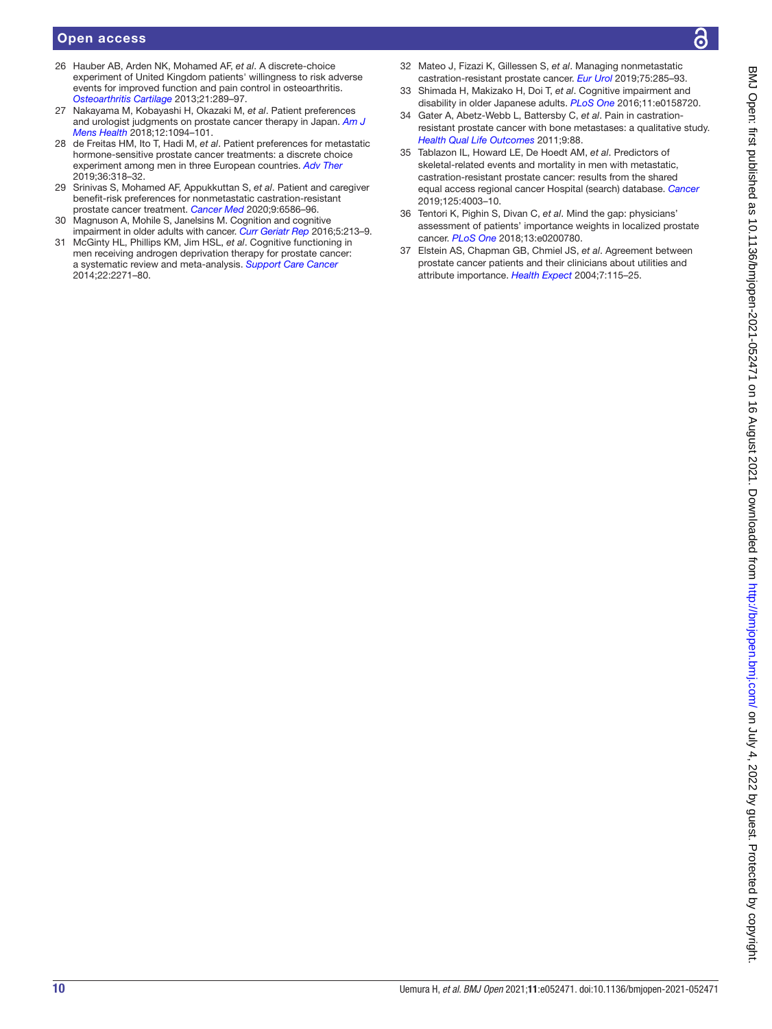26 Hauber AB, Arden NK, Mohamed AF, *et al*. A discrete-choice experiment of United Kingdom patients' willingness to risk adverse events for improved function and pain control in osteoarthritis. *Osteoarthritis Cartilage* 2013;21:289–97.

27 Nakayama M, Kobayashi H, Okazaki M, *et al*. Patient preferences and urologist judgments on prostate cancer therapy in Japan. *Am J Mens Health* 2018;12:1094–101.

28 de Freitas HM, Ito T, Hadi M, *et al*. Patient preferences for metastatic hormone-sensitive prostate cancer treatments: a discrete choice experiment among men in three European countries. *Adv Ther* 2019;36:318–32.

29 Srinivas S, Mohamed AF, Appukkuttan S, *et al*. Patient and caregiver benefit-risk preferences for nonmetastatic castration-resistant prostate cancer treatment. *Cancer Med* 2020;9:6586–96.

30 Magnuson A, Mohile S, Janelsins M. Cognition and cognitive impairment in older adults with cancer. *Curr Geriatr Rep* 2016;5:213–9.

31 McGinty HL, Phillips KM, Jim HSL, *et al*. Cognitive functioning in men receiving androgen deprivation therapy for prostate cancer: a systematic review and meta-analysis. *Support Care Cancer* 2014;22:2271–80.

32 Mateo J, Fizazi K, Gillessen S, *et al*. Managing nonmetastatic castration-resistant prostate cancer. *Eur Urol* 2019;75:285–93.

33 Shimada H, Makizako H, Doi T, *et al*. Cognitive impairment and disability in older Japanese adults. *PLoS One* 2016;11:e0158720.

34 Gater A, Abetz-Webb L, Battersby C, *et al*. Pain in castration-resistant prostate cancer with bone metastases: a qualitative study. *Health Qual Life Outcomes* 2011;9:88.

35 Tablazon IL, Howard LE, De Hoedt AM, *et al*. Predictors of skeletal-related events and mortality in men with metastatic, castration-resistant prostate cancer: results from the shared equal access regional cancer Hospital (search) database. *Cancer* 2019;125:4003–10.

36 Tentori K, Pighin S, Divan C, *et al*. Mind the gap: physicians' assessment of patients' importance weights in localized prostate cancer. *PLoS One* 2018;13:e0200780.

37 Elstein AS, Chapman GB, Chmiel JS, *et al*. Agreement between prostate cancer patients and their clinicians about utilities and attribute importance. *Health Expect* 2004;7:115–25.